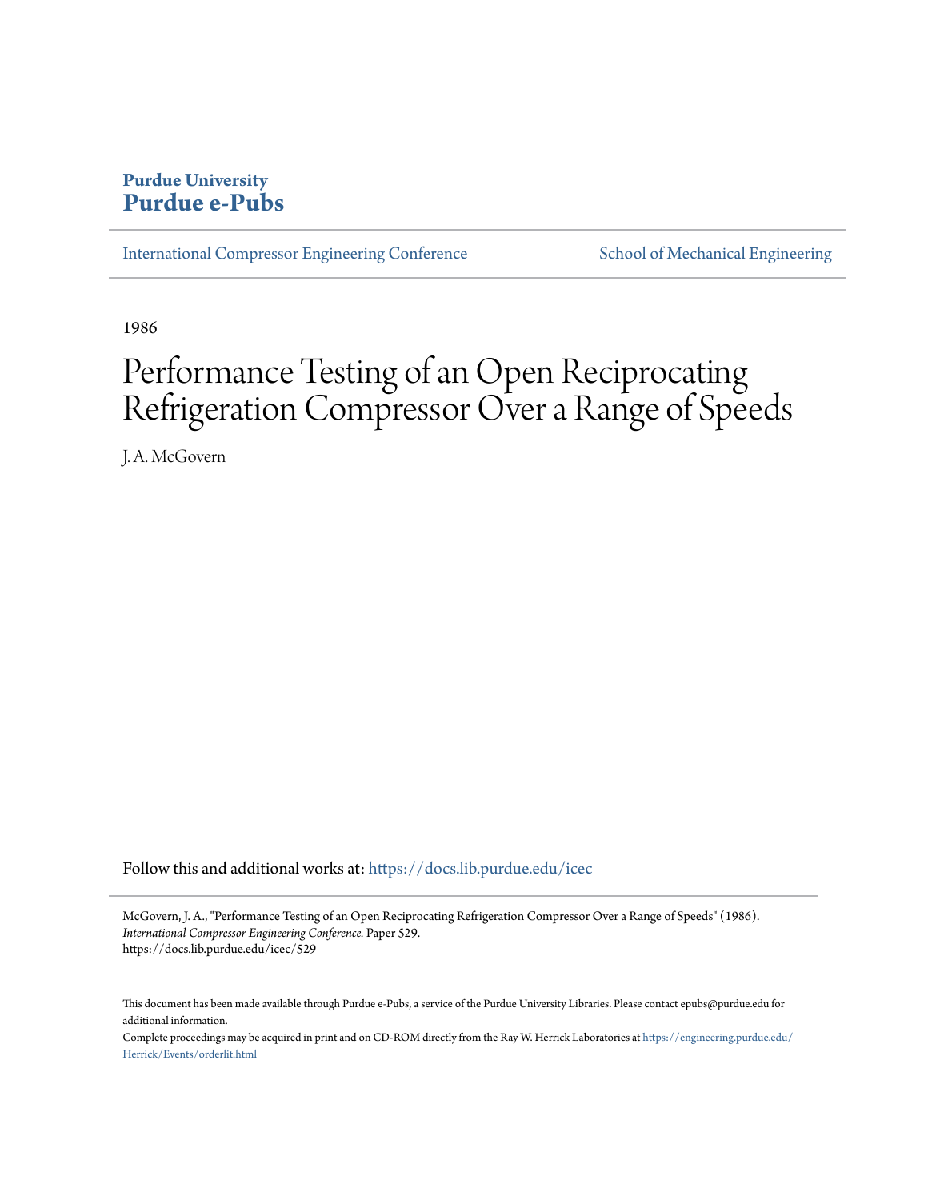**Purdue University**
**Purdue e-Pubs**

International Compressor Engineering Conference | School of Mechanical Engineering

1986

# Performance Testing of an Open Reciprocating Refrigeration Compressor Over a Range of Speeds

J. A. McGovern

Follow this and additional works at: https://docs.lib.purdue.edu/icec

McGovern, J. A., "Performance Testing of an Open Reciprocating Refrigeration Compressor Over a Range of Speeds" (1986). *International Compressor Engineering Conference.* Paper 529.
https://docs.lib.purdue.edu/icec/529

This document has been made available through Purdue e-Pubs, a service of the Purdue University Libraries. Please contact epubs@purdue.edu for additional information.

Complete proceedings may be acquired in print and on CD-ROM directly from the Ray W. Herrick Laboratories at https://engineering.purdue.edu/Herrick/Events/orderlit.html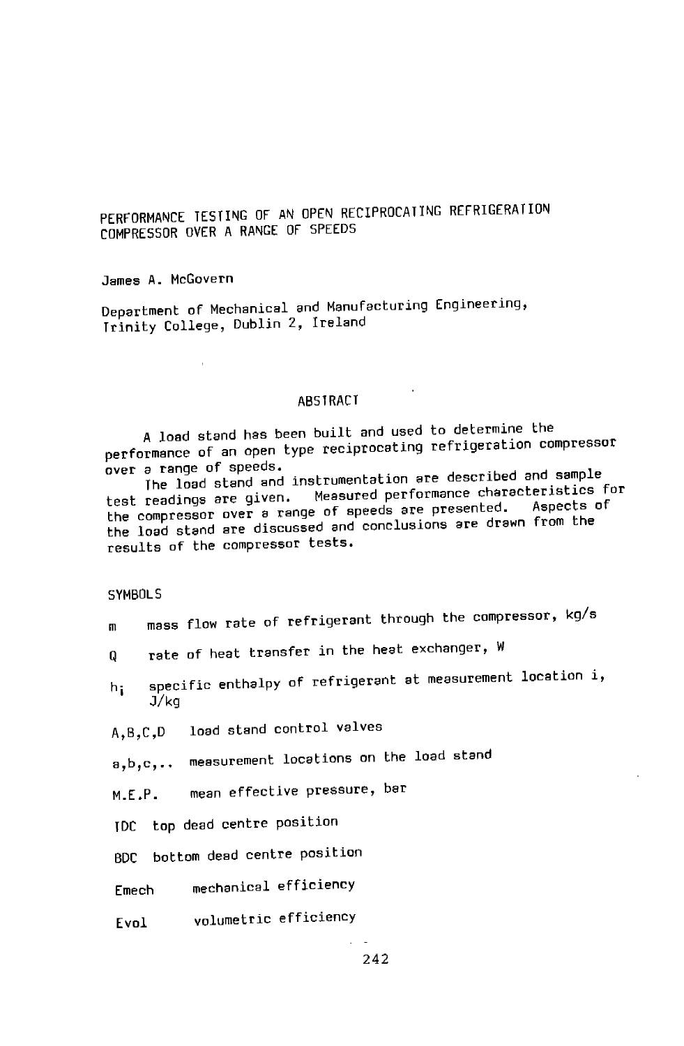# PERFORMANCE TESTING OF AN OPEN RECIPROCATING REFRIGERATION COMPRESSOR OVER A RANGE OF SPEEDS

James A. McGovern

Department of Mechanical and Manufacturing Engineering, Trinity College, Dublin 2, Ireland

## ABSTRACT

A load stand has been built and used to determine the performance of an open type reciprocating refrigeration compressor over a range of speeds.

The load stand and instrumentation are described and sample test readings are given. Measured performance characteristics for the compressor over a range of speeds are presented. Aspects of the load stand are discussed and conclusions are drawn from the results of the compressor tests.

## SYMBOLS

- $m$ mass flow rate of refrigerant through the compressor, kg/s
- $Q$ rate of heat transfer in the heat exchanger, W
- $h_i$ specific enthalpy of refrigerant at measurement location i, J/kg
- A,B,C,D load stand control valves
- a,b,c,.. measurement locations on the load stand
- M.E.P. mean effective pressure, bar
- TDC top dead centre position
- BDC bottom dead centre position
- Emech mechanical efficiency
- Evol volumetric efficiency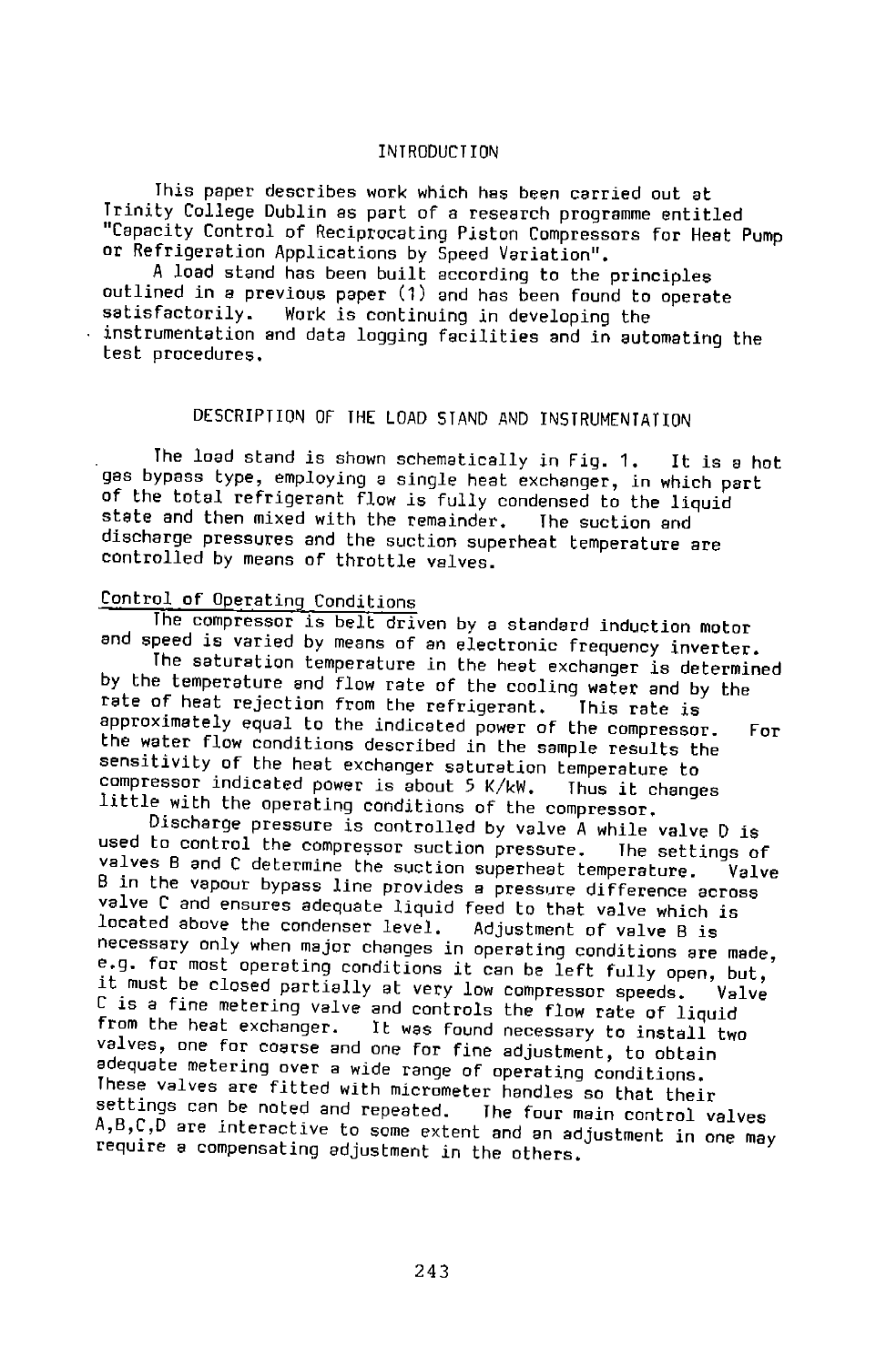## INTRODUCTION

This paper describes work which has been carried out at Trinity College Dublin as part of a research programme entitled "Capacity Control of Reciprocating Piston Compressors for Heat Pump or Refrigeration Applications by Speed Variation".

A load stand has been built according to the principles outlined in a previous paper (1) and has been found to operate satisfactorily. Work is continuing in developing the instrumentation and data logging facilities and in automating the test procedures.

## DESCRIPTION OF THE LOAD STAND AND INSTRUMENTATION

The load stand is shown schematically in Fig. 1. It is a hot gas bypass type, employing a single heat exchanger, in which part of the total refrigerant flow is fully condensed to the liquid state and then mixed with the remainder. The suction and discharge pressures and the suction superheat temperature are controlled by means of throttle valves.

### Control of Operating Conditions

The compressor is belt driven by a standard induction motor and speed is varied by means of an electronic frequency inverter.

The saturation temperature in the heat exchanger is determined by the temperature and flow rate of the cooling water and by the rate of heat rejection from the refrigerant. This rate is approximately equal to the indicated power of the compressor. For the water flow conditions described in the sample results the sensitivity of the heat exchanger saturation temperature to compressor indicated power is about 5 K/kW. Thus it changes little with the operating conditions of the compressor.

Discharge pressure is controlled by valve A while valve D is used to control the compressor suction pressure. The settings of valves B and C determine the suction superheat temperature. Valve B in the vapour bypass line provides a pressure difference across valve C and ensures adequate liquid feed to that valve which is located above the condenser level. Adjustment of valve B is necessary only when major changes in operating conditions are made, e.g. for most operating conditions it can be left fully open, but, it must be closed partially at very low compressor speeds. Valve C is a fine metering valve and controls the flow rate of liquid from the heat exchanger. It was found necessary to install two valves, one for coarse and one for fine adjustment, to obtain adequate metering over a wide range of operating conditions. These valves are fitted with micrometer handles so that their settings can be noted and repeated. The four main control valves A,B,C,D are interactive to some extent and an adjustment in one may require a compensating adjustment in the others.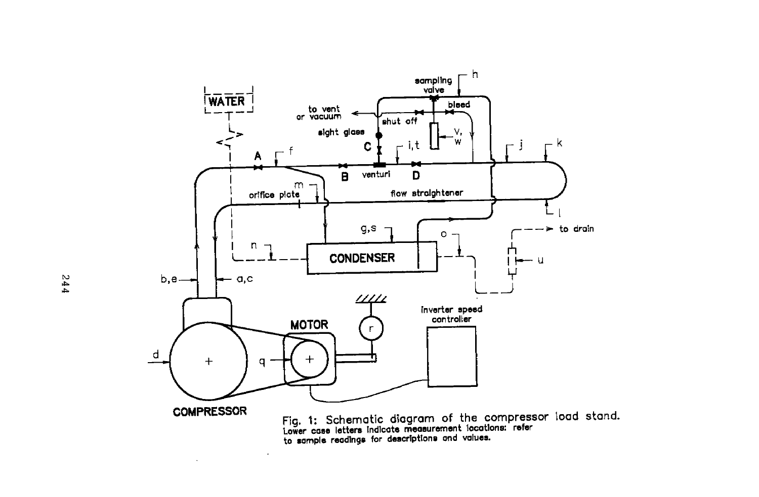Fig. 1: Schematic diagram of the compressor load stand.
Lower case letters indicate measurement locations: refer to sample readings for descriptions and values.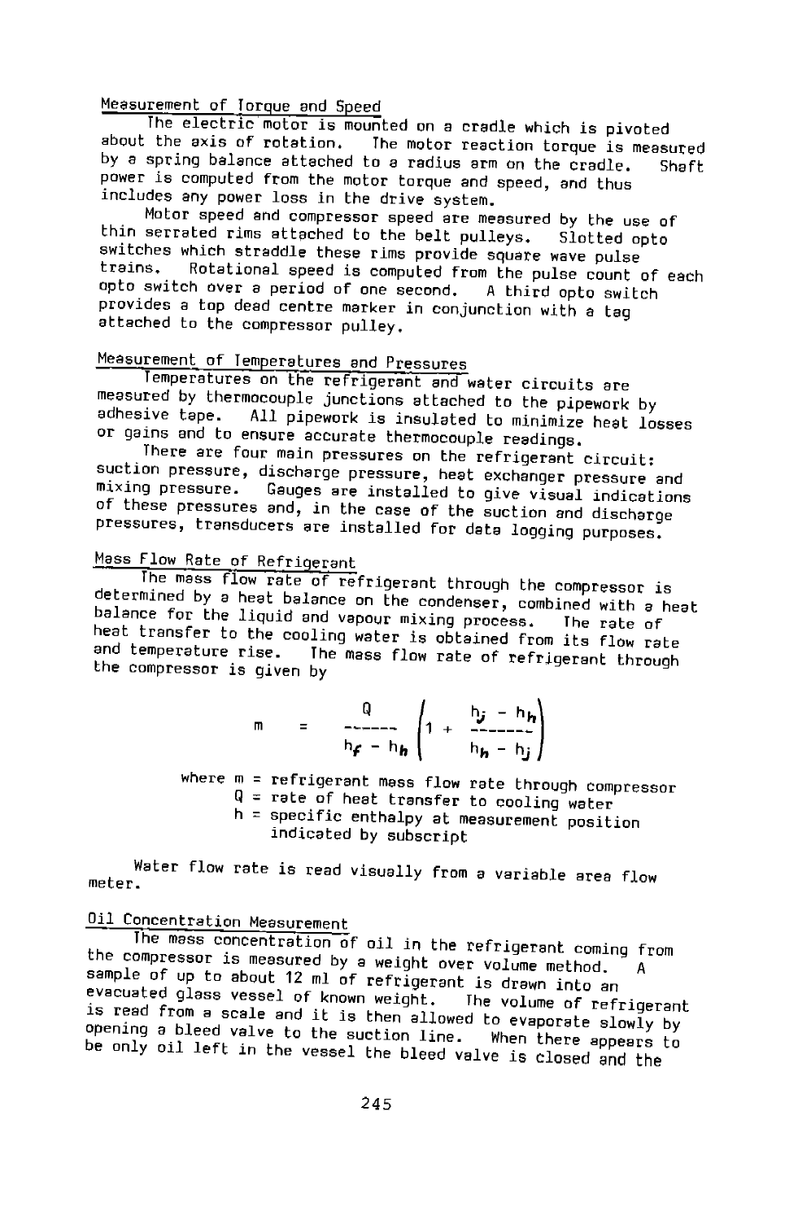### Measurement of Torque and Speed

The electric motor is mounted on a cradle which is pivoted about the axis of rotation. The motor reaction torque is measured by a spring balance attached to a radius arm on the cradle. Shaft power is computed from the motor torque and speed, and thus includes any power loss in the drive system.

Motor speed and compressor speed are measured by the use of thin serrated rims attached to the belt pulleys. Slotted opto switches which straddle these rims provide square wave pulse trains. Rotational speed is computed from the pulse count of each opto switch over a period of one second. A third opto switch provides a top dead centre marker in conjunction with a tag attached to the compressor pulley.

### Measurement of Temperatures and Pressures

Temperatures on the refrigerant and water circuits are measured by thermocouple junctions attached to the pipework by adhesive tape. All pipework is insulated to minimize heat losses or gains and to ensure accurate thermocouple readings.

There are four main pressures on the refrigerant circuit: suction pressure, discharge pressure, heat exchanger pressure and mixing pressure. Gauges are installed to give visual indications of these pressures and, in the case of the suction and discharge pressures, transducers are installed for data logging purposes.

### Mass Flow Rate of Refrigerant

The mass flow rate of refrigerant through the compressor is determined by a heat balance on the condenser, combined with a heat balance for the liquid and vapour mixing process. The rate of heat transfer to the cooling water is obtained from its flow rate and temperature rise. The mass flow rate of refrigerant through the compressor is given by

$$m = \frac{Q}{h_f - h_h}\left(1 + \frac{h_j - h_h}{h_h - h_j}\right)$$

where $m$ = refrigerant mass flow rate through compressor
$Q$ = rate of heat transfer to cooling water
$h$ = specific enthalpy at measurement position indicated by subscript

Water flow rate is read visually from a variable area flow meter.

### Oil Concentration Measurement

The mass concentration of oil in the refrigerant coming from the compressor is measured by a weight over volume method. A sample of up to about 12 ml of refrigerant is drawn into an evacuated glass vessel of known weight. The volume of refrigerant is read from a scale and it is then allowed to evaporate slowly by opening a bleed valve to the suction line. When there appears to be only oil left in the vessel the bleed valve is closed and the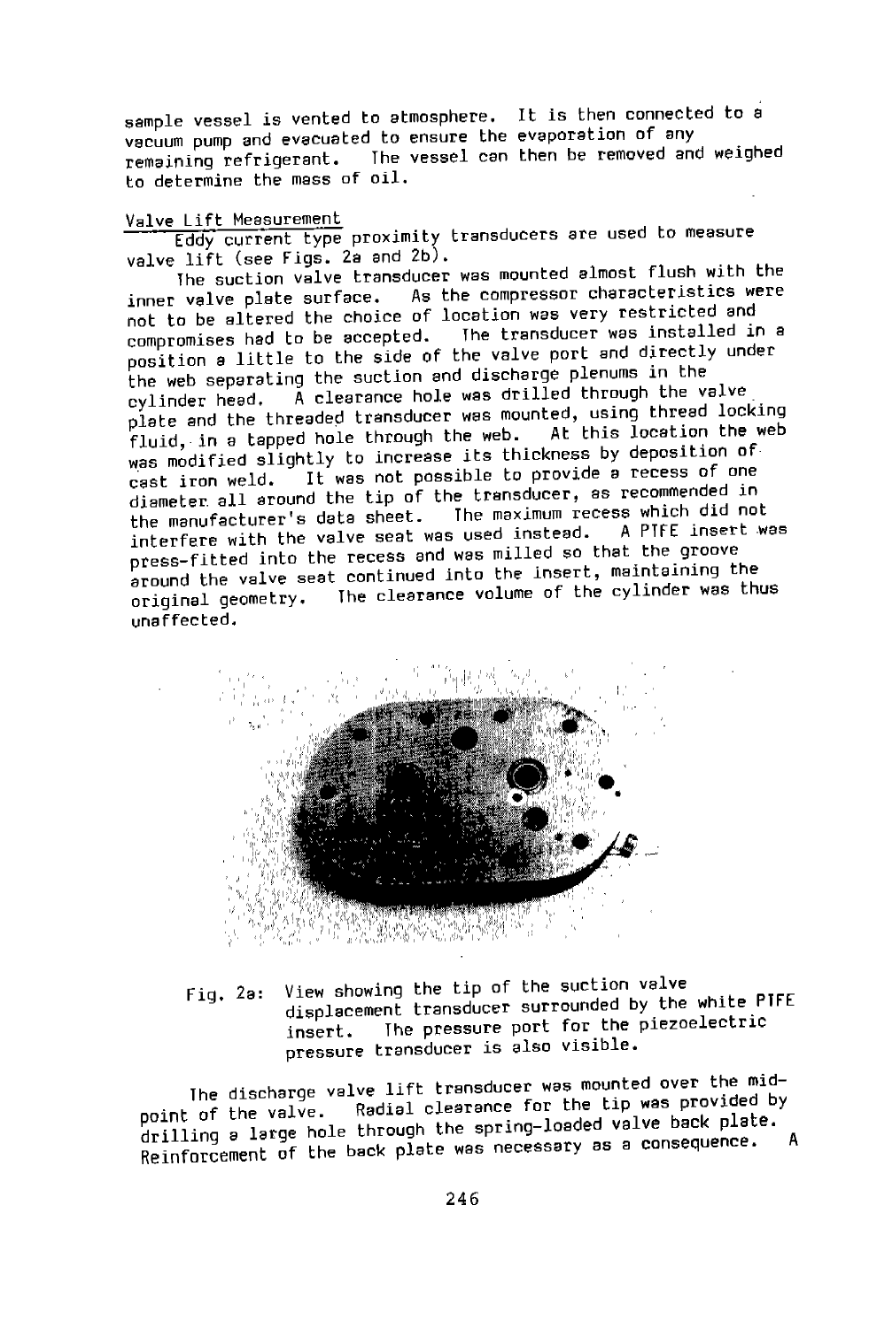sample vessel is vented to atmosphere. It is then connected to a vacuum pump and evacuated to ensure the evaporation of any remaining refrigerant. The vessel can then be removed and weighed to determine the mass of oil.

## Valve Lift Measurement

Eddy current type proximity transducers are used to measure valve lift (see Figs. 2a and 2b).

The suction valve transducer was mounted almost flush with the inner valve plate surface. As the compressor characteristics were not to be altered the choice of location was very restricted and compromises had to be accepted. The transducer was installed in a position a little to the side of the valve port and directly under the web separating the suction and discharge plenums in the cylinder head. A clearance hole was drilled through the valve plate and the threaded transducer was mounted, using thread locking fluid, in a tapped hole through the web. At this location the web was modified slightly to increase its thickness by deposition of cast iron weld. It was not possible to provide a recess of one diameter all around the tip of the transducer, as recommended in the manufacturer's data sheet. The maximum recess which did not interfere with the valve seat was used instead. A PTFE insert was press-fitted into the recess and was milled so that the groove around the valve seat continued into the insert, maintaining the original geometry. The clearance volume of the cylinder was thus unaffected.

Fig. 2a: View showing the tip of the suction valve displacement transducer surrounded by the white PTFE insert. The pressure port for the piezoelectric pressure transducer is also visible.

The discharge valve lift transducer was mounted over the mid-point of the valve. Radial clearance for the tip was provided by drilling a large hole through the spring-loaded valve back plate. Reinforcement of the back plate was necessary as a consequence. A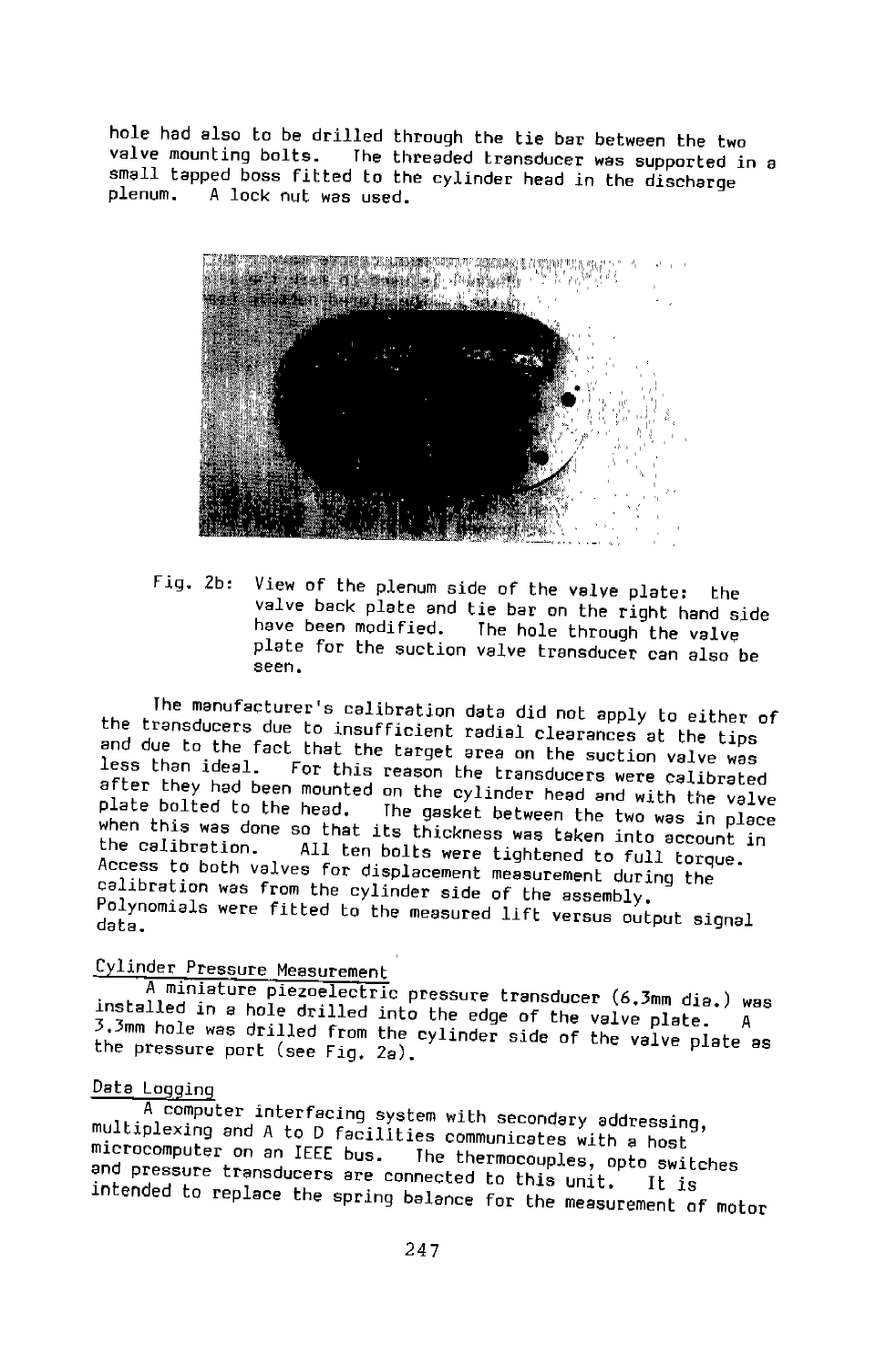hole had also to be drilled through the tie bar between the two valve mounting bolts. The threaded transducer was supported in a small tapped boss fitted to the cylinder head in the discharge plenum. A lock nut was used.

Fig. 2b: View of the plenum side of the valve plate: the valve back plate and tie bar on the right hand side have been modified. The hole through the valve plate for the suction valve transducer can also be seen.

The manufacturer's calibration data did not apply to either of the transducers due to insufficient radial clearances at the tips and due to the fact that the target area on the suction valve was less than ideal. For this reason the transducers were calibrated after they had been mounted on the cylinder head and with the valve plate bolted to the head. The gasket between the two was in place when this was done so that its thickness was taken into account in the calibration. All ten bolts were tightened to full torque. Access to both valves for displacement measurement during the calibration was from the cylinder side of the assembly. Polynomials were fitted to the measured lift versus output signal data.

## Cylinder Pressure Measurement

A miniature piezoelectric pressure transducer (6.3mm dia.) was installed in a hole drilled into the edge of the valve plate. A 3.3mm hole was drilled from the cylinder side of the valve plate as the pressure port (see Fig. 2a).

## Data Logging

A computer interfacing system with secondary addressing, multiplexing and A to D facilities communicates with a host microcomputer on an IEEE bus. The thermocouples, opto switches and pressure transducers are connected to this unit. It is intended to replace the spring balance for the measurement of motor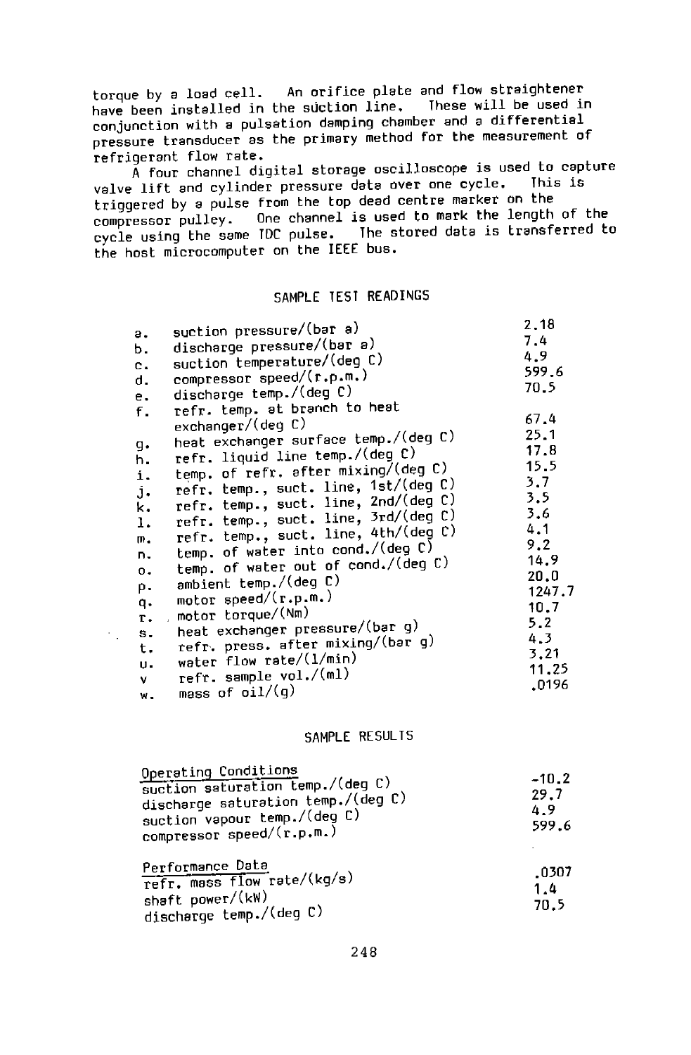torque by a load cell. An orifice plate and flow straightener have been installed in the suction line. These will be used in conjunction with a pulsation damping chamber and a differential pressure transducer as the primary method for the measurement of refrigerant flow rate.

A four channel digital storage oscilloscope is used to capture valve lift and cylinder pressure data over one cycle. This is triggered by a pulse from the top dead centre marker on the compressor pulley. One channel is used to mark the length of the cycle using the same TDC pulse. The stored data is transferred to the host microcomputer on the IEEE bus.

## SAMPLE TEST READINGS

| | | |
|---|---|---|
| a. | suction pressure/(bar a) | 2.18 |
| b. | discharge pressure/(bar a) | 7.4 |
| c. | suction temperature/(deg C) | 4.9 |
| d. | compressor speed/(r.p.m.) | 599.6 |
| e. | discharge temp./(deg C) | 70.5 |
| f. | refr. temp. at branch to heat exchanger/(deg C) | 67.4 |
| g. | heat exchanger surface temp./(deg C) | 25.1 |
| h. | refr. liquid line temp./(deg C) | 17.8 |
| i. | temp. of refr. after mixing/(deg C) | 15.5 |
| j. | refr. temp., suct. line, 1st/(deg C) | 3.7 |
| k. | refr. temp., suct. line, 2nd/(deg C) | 3.5 |
| l. | refr. temp., suct. line, 3rd/(deg C) | 3.6 |
| m. | refr. temp., suct. line, 4th/(deg C) | 4.1 |
| n. | temp. of water into cond./(deg C) | 9.2 |
| o. | temp. of water out of cond./(deg C) | 14.9 |
| p. | ambient temp./(deg C) | 20.0 |
| q. | motor speed/(r.p.m.) | 1247.7 |
| r. | motor torque/(Nm) | 10.7 |
| s. | heat exchanger pressure/(bar g) | 5.2 |
| t. | refr. press. after mixing/(bar g) | 4.3 |
| u. | water flow rate/(l/min) | 3.21 |
| v | refr. sample vol./(ml) | 11.25 |
| w. | mass of oil/(g) | .0196 |

## SAMPLE RESULTS

| | |
|---|---|
| **Operating Conditions** | |
| suction saturation temp./(deg C) | -10.2 |
| discharge saturation temp./(deg C) | 29.7 |
| suction vapour temp./(deg C) | 4.9 |
| compressor speed/(r.p.m.) | 599.6 |
| **Performance Data** | |
| refr. mass flow rate/(kg/s) | .0307 |
| shaft power/(kW) | 1.4 |
| discharge temp./(deg C) | 70.5 |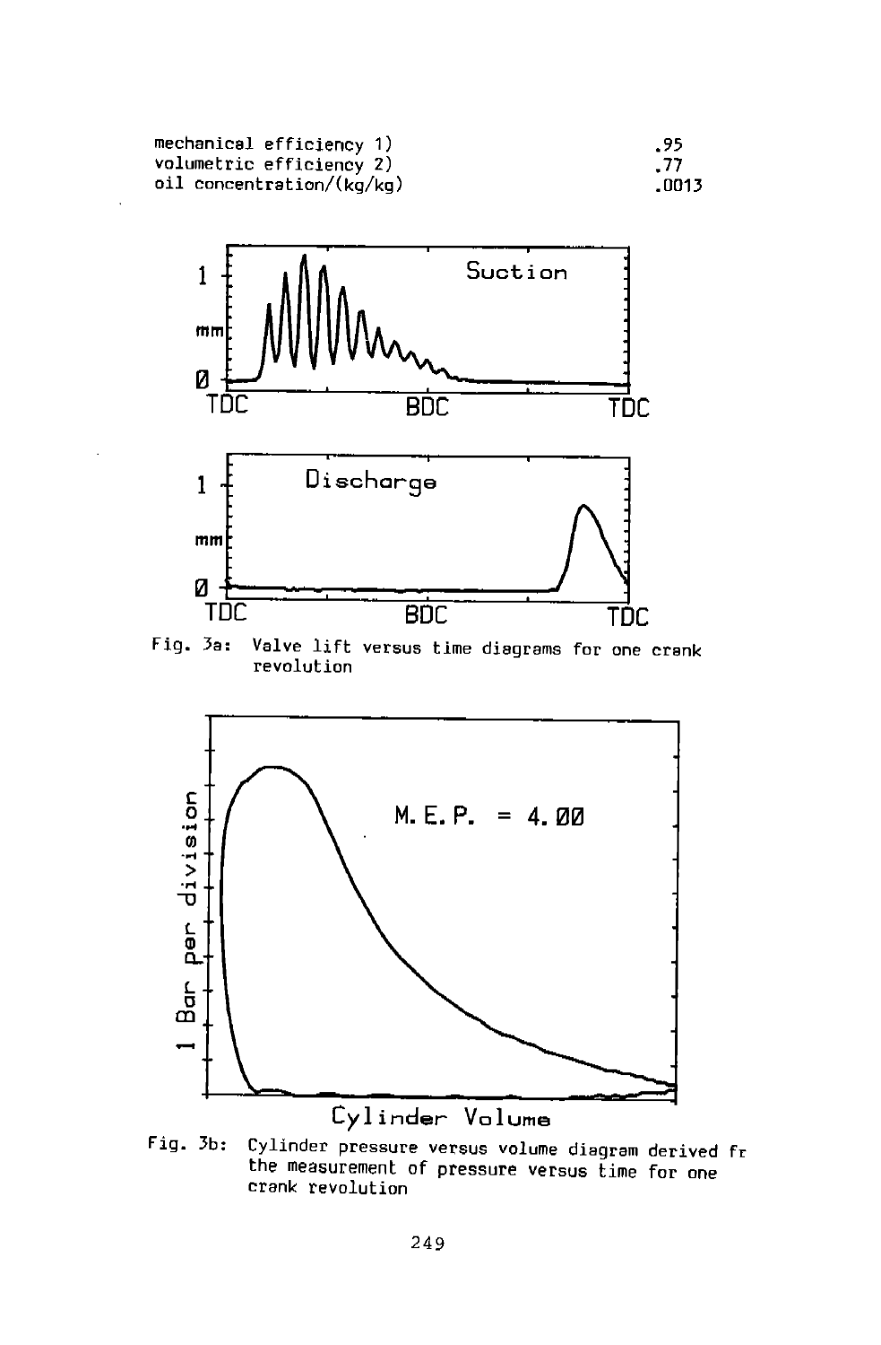| | |
|---|---|
| mechanical efficiency 1) | .95 |
| volumetric efficiency 2) | .77 |
| oil concentration/(kg/kg) | .0013 |

Fig. 3a: Valve lift versus time diagrams for one crank revolution

Fig. 3b: Cylinder pressure versus volume diagram derived fr the measurement of pressure versus time for one crank revolution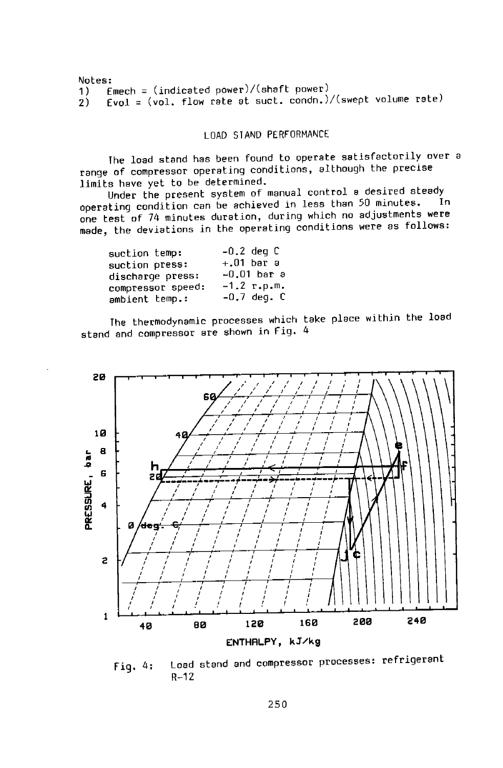Notes:
1) $E_{mech}$ = (indicated power)/(shaft power)
2) $E_{vol}$ = (vol. flow rate at suct. condn.)/(swept volume rate)

## LOAD STAND PERFORMANCE

The load stand has been found to operate satisfactorily over a range of compressor operating conditions, although the precise limits have yet to be determined.

Under the present system of manual control a desired steady operating condition can be achieved in less than 50 minutes. In one test of 74 minutes duration, during which no adjustments were made, the deviations in the operating conditions were as follows:

| | |
|---|---|
| suction temp: | -0.2 deg C |
| suction press: | +.01 bar a |
| discharge press: | -0.01 bar a |
| compressor speed: | -1.2 r.p.m. |
| ambient temp.: | -0.7 deg. C |

The thermodynamic processes which take place within the load stand and compressor are shown in Fig. 4

Fig. 4: Load stand and compressor processes: refrigerant R-12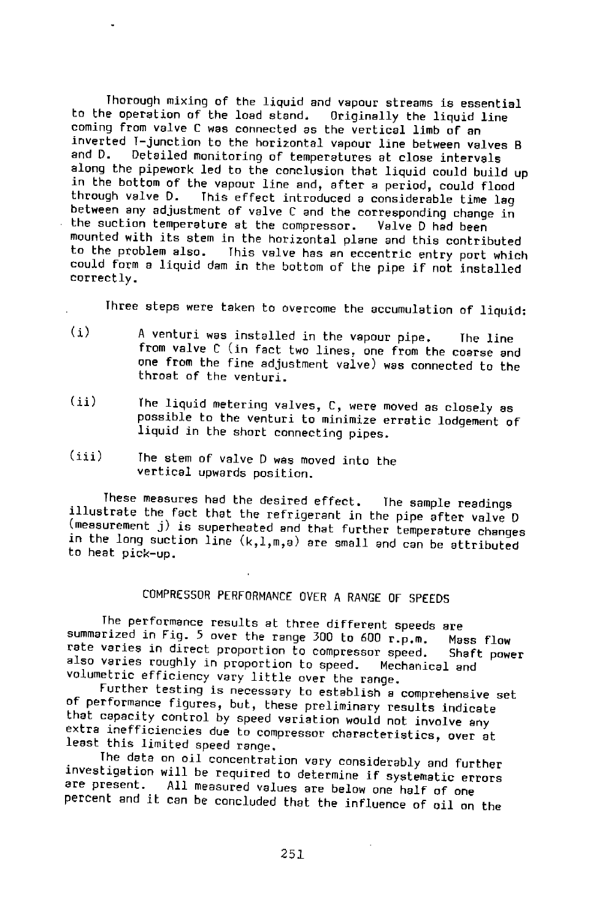Thorough mixing of the liquid and vapour streams is essential to the operation of the load stand. Originally the liquid line coming from valve C was connected as the vertical limb of an inverted T-junction to the horizontal vapour line between valves B and D. Detailed monitoring of temperatures at close intervals along the pipework led to the conclusion that liquid could build up in the bottom of the vapour line and, after a period, could flood through valve D. This effect introduced a considerable time lag between any adjustment of valve C and the corresponding change in the suction temperature at the compressor. Valve D had been mounted with its stem in the horizontal plane and this contributed to the problem also. This valve has an eccentric entry port which could form a liquid dam in the bottom of the pipe if not installed correctly.

Three steps were taken to overcome the accumulation of liquid:

(i) A venturi was installed in the vapour pipe. The line from valve C (in fact two lines, one from the coarse and one from the fine adjustment valve) was connected to the throat of the venturi.

(ii) The liquid metering valves, C, were moved as closely as possible to the venturi to minimize erratic lodgement of liquid in the short connecting pipes.

(iii) The stem of valve D was moved into the vertical upwards position.

These measures had the desired effect. The sample readings illustrate the fact that the refrigerant in the pipe after valve D (measurement j) is superheated and that further temperature changes in the long suction line (k,l,m,a) are small and can be attributed to heat pick-up.

## COMPRESSOR PERFORMANCE OVER A RANGE OF SPEEDS

The performance results at three different speeds are summarized in Fig. 5 over the range 300 to 600 r.p.m. Mass flow rate varies in direct proportion to compressor speed. Shaft power also varies roughly in proportion to speed. Mechanical and volumetric efficiency vary little over the range.

Further testing is necessary to establish a comprehensive set of performance figures, but, these preliminary results indicate that capacity control by speed variation would not involve any extra inefficiencies due to compressor characteristics, over at least this limited speed range.

The data on oil concentration vary considerably and further investigation will be required to determine if systematic errors are present. All measured values are below one half of one percent and it can be concluded that the influence of oil on the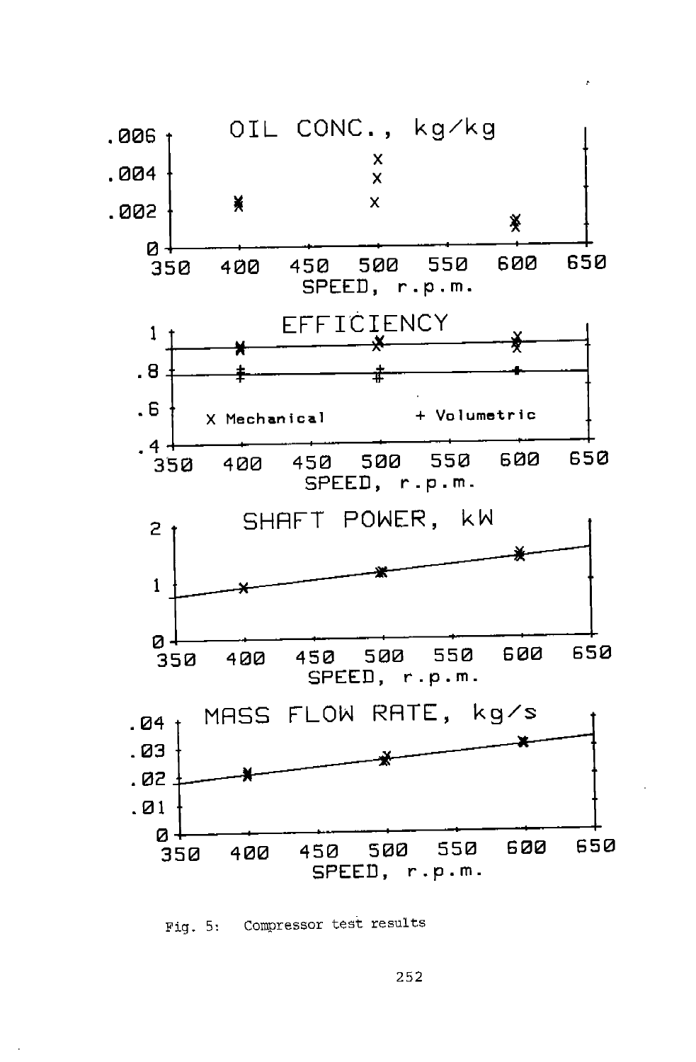Fig. 5: Compressor test results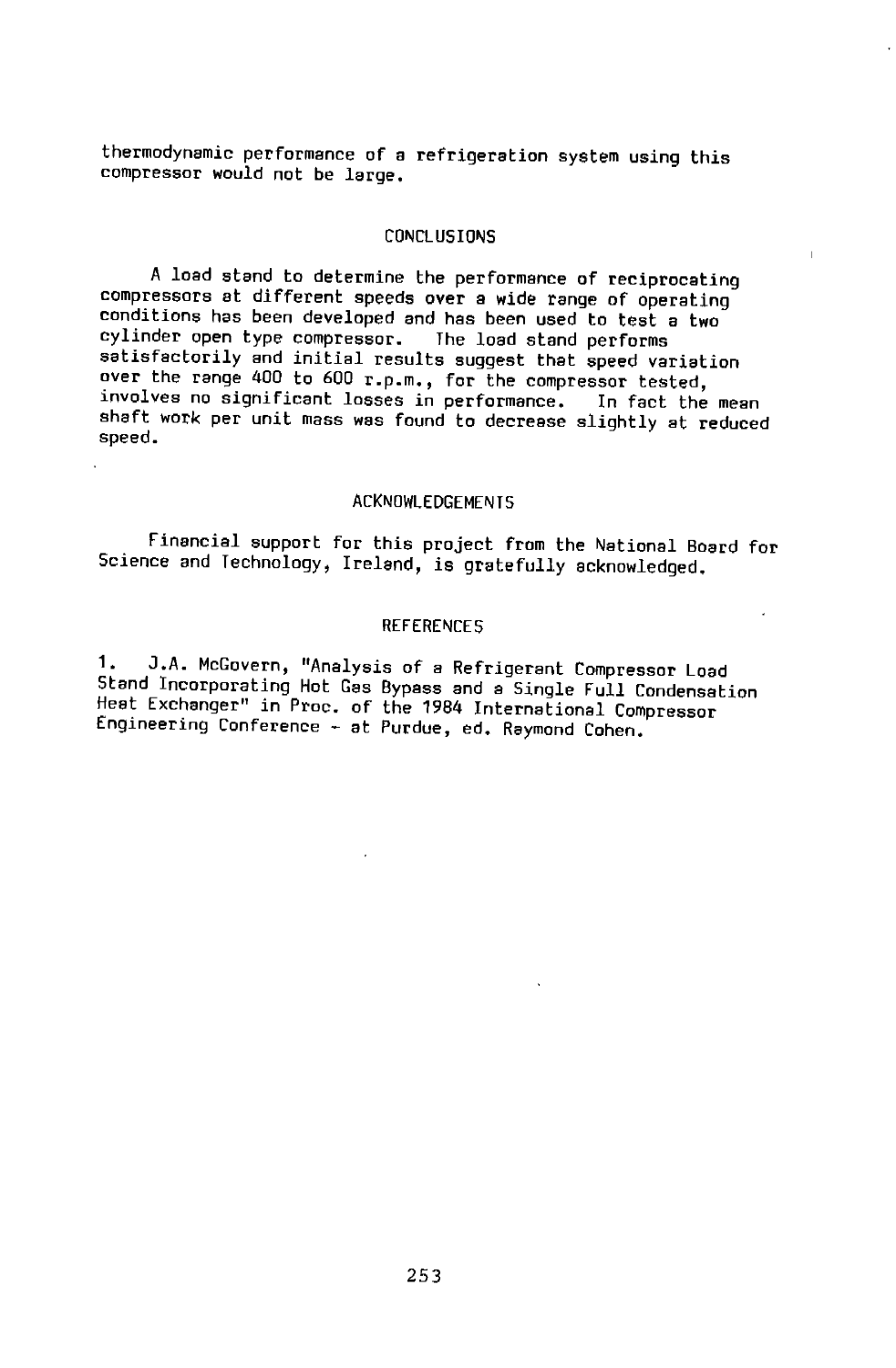thermodynamic performance of a refrigeration system using this compressor would not be large.

## CONCLUSIONS

A load stand to determine the performance of reciprocating compressors at different speeds over a wide range of operating conditions has been developed and has been used to test a two cylinder open type compressor. The load stand performs satisfactorily and initial results suggest that speed variation over the range 400 to 600 r.p.m., for the compressor tested, involves no significant losses in performance. In fact the mean shaft work per unit mass was found to decrease slightly at reduced speed.

## ACKNOWLEDGEMENTS

Financial support for this project from the National Board for Science and Technology, Ireland, is gratefully acknowledged.

## REFERENCES

1. J.A. McGovern, "Analysis of a Refrigerant Compressor Load Stand Incorporating Hot Gas Bypass and a Single Full Condensation Heat Exchanger" in Proc. of the 1984 International Compressor Engineering Conference - at Purdue, ed. Raymond Cohen.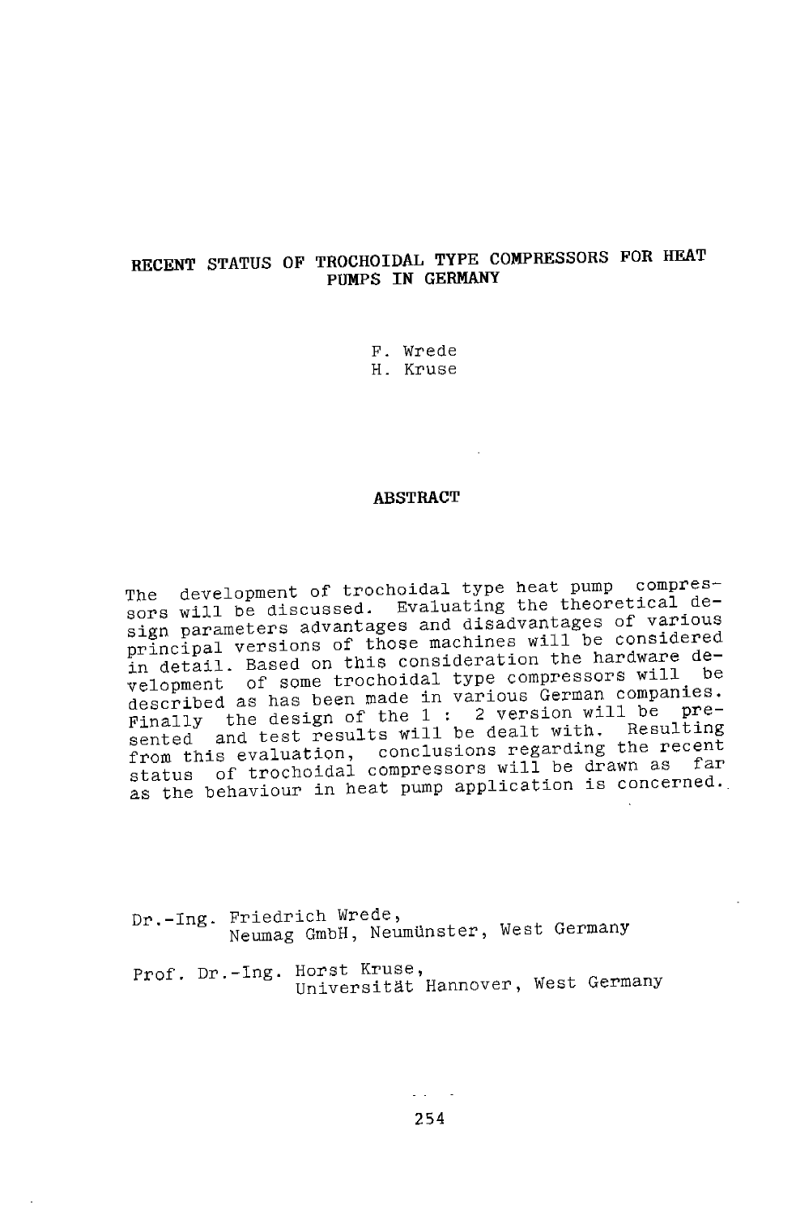# RECENT STATUS OF TROCHOIDAL TYPE COMPRESSORS FOR HEAT PUMPS IN GERMANY

F. Wrede
H. Kruse

## ABSTRACT

The development of trochoidal type heat pump compressors will be discussed. Evaluating the theoretical design parameters advantages and disadvantages of various principal versions of those machines will be considered in detail. Based on this consideration the hardware development of some trochoidal type compressors will be described as has been made in various German companies. Finally the design of the 1 : 2 version will be presented and test results will be dealt with. Resulting from this evaluation, conclusions regarding the recent status of trochoidal compressors will be drawn as far as the behaviour in heat pump application is concerned.

Dr.-Ing. Friedrich Wrede,
Neumag GmbH, Neumünster, West Germany

Prof. Dr.-Ing. Horst Kruse,
Universität Hannover, West Germany